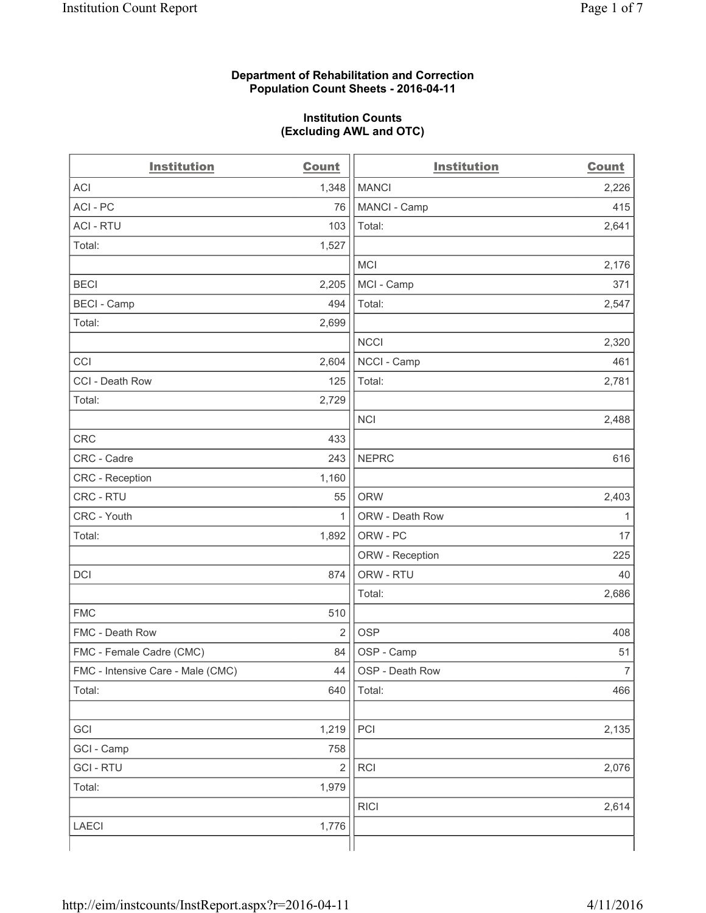**Department of Rehabilitation and Correction**
**Population Count Sheets - 2016-04-11**

**Institution Counts**
**(Excluding AWL and OTC)**

| Institution | Count |
|---|---|
| ACI | 1,348 |
| ACI - PC | 76 |
| ACI - RTU | 103 |
| Total: | 1,527 |
| | |
| BECI | 2,205 |
| BECI - Camp | 494 |
| Total: | 2,699 |
| | |
| CCI | 2,604 |
| CCI - Death Row | 125 |
| Total: | 2,729 |
| | |
| CRC | 433 |
| CRC - Cadre | 243 |
| CRC - Reception | 1,160 |
| CRC - RTU | 55 |
| CRC - Youth | 1 |
| Total: | 1,892 |
| | |
| DCI | 874 |
| | |
| FMC | 510 |
| FMC - Death Row | 2 |
| FMC - Female Cadre (CMC) | 84 |
| FMC - Intensive Care - Male (CMC) | 44 |
| Total: | 640 |
| | |
| GCI | 1,219 |
| GCI - Camp | 758 |
| GCI - RTU | 2 |
| Total: | 1,979 |
| | |
| LAECI | 1,776 |
| MANCI | 2,226 |
| MANCI - Camp | 415 |
| Total: | 2,641 |
| | |
| MCI | 2,176 |
| MCI - Camp | 371 |
| Total: | 2,547 |
| | |
| NCCI | 2,320 |
| NCCI - Camp | 461 |
| Total: | 2,781 |
| | |
| NCI | 2,488 |
| | |
| NEPRC | 616 |
| | |
| ORW | 2,403 |
| ORW - Death Row | 1 |
| ORW - PC | 17 |
| ORW - Reception | 225 |
| ORW - RTU | 40 |
| Total: | 2,686 |
| | |
| OSP | 408 |
| OSP - Camp | 51 |
| OSP - Death Row | 7 |
| Total: | 466 |
| | |
| PCI | 2,135 |
| | |
| RCI | 2,076 |
| | |
| RICI | 2,614 |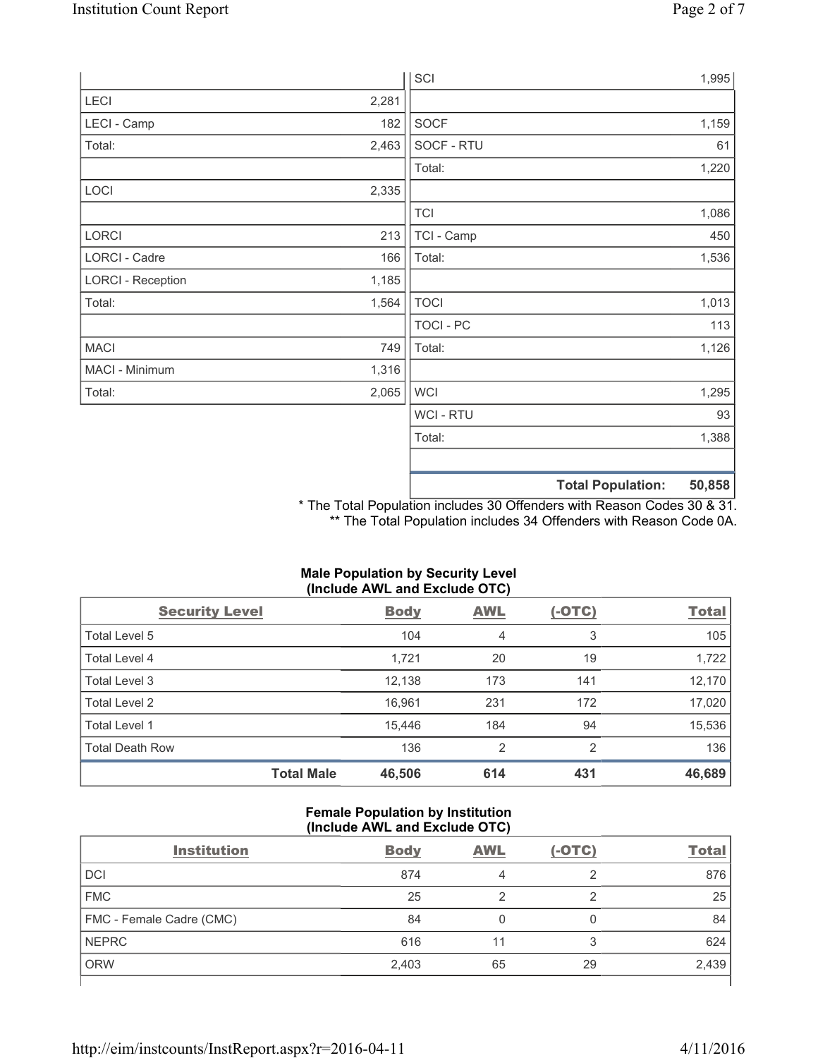| | |
|---|---|
| LECI | 2,281 |
| LECI - Camp | 182 |
| Total: | 2,463 |
| | |
| LOCI | 2,335 |
| | |
| LORCI | 213 |
| LORCI - Cadre | 166 |
| LORCI - Reception | 1,185 |
| Total: | 1,564 |
| | |
| MACI | 749 |
| MACI - Minimum | 1,316 |
| Total: | 2,065 |

| | |
|---|---|
| SCI | 1,995 |
| | |
| SOCF | 1,159 |
| SOCF - RTU | 61 |
| Total: | 1,220 |
| | |
| TCI | 1,086 |
| TCI - Camp | 450 |
| Total: | 1,536 |
| | |
| TOCI | 1,013 |
| TOCI - PC | 113 |
| Total: | 1,126 |
| | |
| WCI | 1,295 |
| WCI - RTU | 93 |
| Total: | 1,388 |
| | |
| **Total Population:** | **50,858** |

\* The Total Population includes 30 Offenders with Reason Codes 30 & 31.
\** The Total Population includes 34 Offenders with Reason Code 0A.

**Male Population by Security Level (Include AWL and Exclude OTC)**

| Security Level | Body | AWL | (-OTC) | Total |
|---|---|---|---|---|
| Total Level 5 | 104 | 4 | 3 | 105 |
| Total Level 4 | 1,721 | 20 | 19 | 1,722 |
| Total Level 3 | 12,138 | 173 | 141 | 12,170 |
| Total Level 2 | 16,961 | 231 | 172 | 17,020 |
| Total Level 1 | 15,446 | 184 | 94 | 15,536 |
| Total Death Row | 136 | 2 | 2 | 136 |
| **Total Male** | **46,506** | **614** | **431** | **46,689** |

**Female Population by Institution (Include AWL and Exclude OTC)**

| Institution | Body | AWL | (-OTC) | Total |
|---|---|---|---|---|
| DCI | 874 | 4 | 2 | 876 |
| FMC | 25 | 2 | 2 | 25 |
| FMC - Female Cadre (CMC) | 84 | 0 | 0 | 84 |
| NEPRC | 616 | 11 | 3 | 624 |
| ORW | 2,403 | 65 | 29 | 2,439 |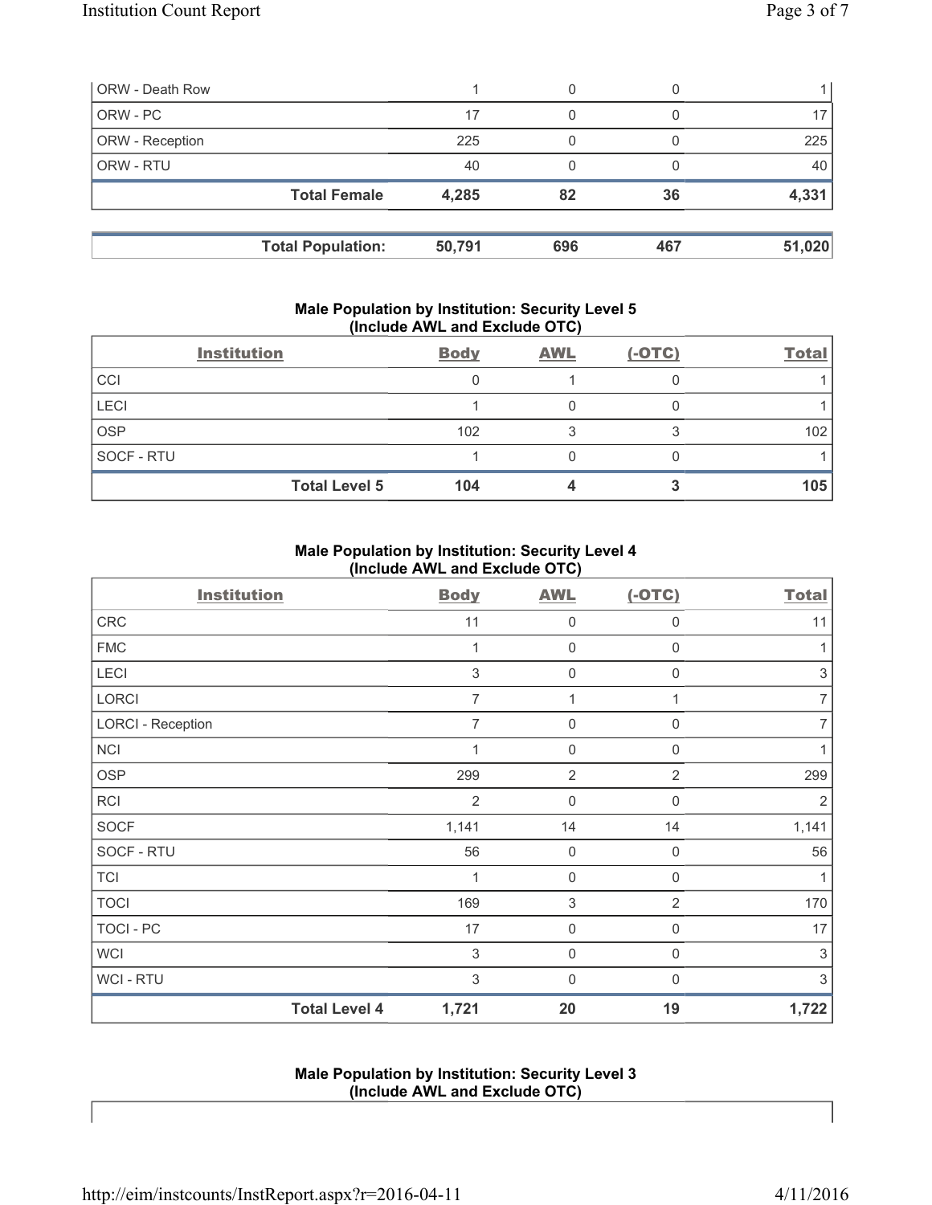| | | | | |
|---|---|---|---|---|
| ORW - Death Row | 1 | 0 | 0 | 1 |
| ORW - PC | 17 | 0 | 0 | 17 |
| ORW - Reception | 225 | 0 | 0 | 225 |
| ORW - RTU | 40 | 0 | 0 | 40 |
| **Total Female** | **4,285** | **82** | **36** | **4,331** |

| | | | | |
|---|---|---|---|---|
| **Total Population:** | **50,791** | **696** | **467** | **51,020** |

### Male Population by Institution: Security Level 5 (Include AWL and Exclude OTC)

| Institution | Body | AWL | (-OTC) | Total |
|---|---|---|---|---|
| CCI | 0 | 1 | 0 | 1 |
| LECI | 1 | 0 | 0 | 1 |
| OSP | 102 | 3 | 3 | 102 |
| SOCF - RTU | 1 | 0 | 0 | 1 |
| **Total Level 5** | **104** | **4** | **3** | **105** |

### Male Population by Institution: Security Level 4 (Include AWL and Exclude OTC)

| Institution | Body | AWL | (-OTC) | Total |
|---|---|---|---|---|
| CRC | 11 | 0 | 0 | 11 |
| FMC | 1 | 0 | 0 | 1 |
| LECI | 3 | 0 | 0 | 3 |
| LORCI | 7 | 1 | 1 | 7 |
| LORCI - Reception | 7 | 0 | 0 | 7 |
| NCI | 1 | 0 | 0 | 1 |
| OSP | 299 | 2 | 2 | 299 |
| RCI | 2 | 0 | 0 | 2 |
| SOCF | 1,141 | 14 | 14 | 1,141 |
| SOCF - RTU | 56 | 0 | 0 | 56 |
| TCI | 1 | 0 | 0 | 1 |
| TOCI | 169 | 3 | 2 | 170 |
| TOCI - PC | 17 | 0 | 0 | 17 |
| WCI | 3 | 0 | 0 | 3 |
| WCI - RTU | 3 | 0 | 0 | 3 |
| **Total Level 4** | **1,721** | **20** | **19** | **1,722** |

### Male Population by Institution: Security Level 3 (Include AWL and Exclude OTC)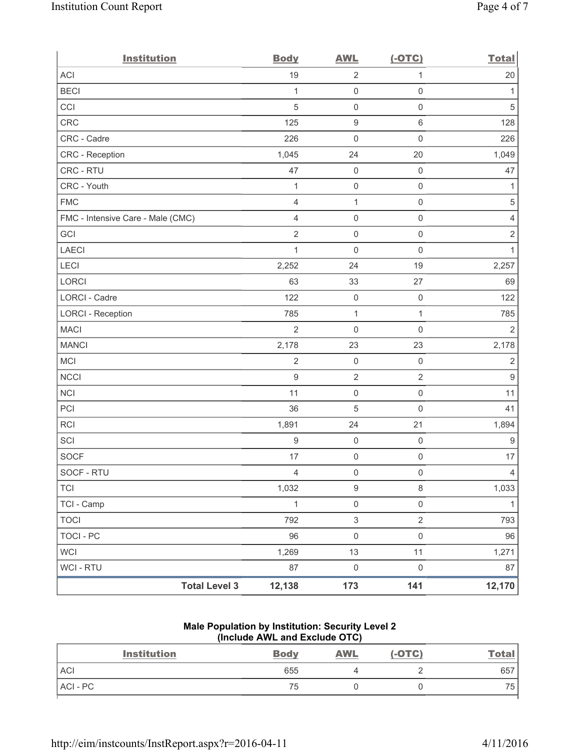| Institution | Body | AWL | (-OTC) | Total |
|---|---|---|---|---|
| ACI | 19 | 2 | 1 | 20 |
| BECI | 1 | 0 | 0 | 1 |
| CCI | 5 | 0 | 0 | 5 |
| CRC | 125 | 9 | 6 | 128 |
| CRC - Cadre | 226 | 0 | 0 | 226 |
| CRC - Reception | 1,045 | 24 | 20 | 1,049 |
| CRC - RTU | 47 | 0 | 0 | 47 |
| CRC - Youth | 1 | 0 | 0 | 1 |
| FMC | 4 | 1 | 0 | 5 |
| FMC - Intensive Care - Male (CMC) | 4 | 0 | 0 | 4 |
| GCI | 2 | 0 | 0 | 2 |
| LAECI | 1 | 0 | 0 | 1 |
| LECI | 2,252 | 24 | 19 | 2,257 |
| LORCI | 63 | 33 | 27 | 69 |
| LORCI - Cadre | 122 | 0 | 0 | 122 |
| LORCI - Reception | 785 | 1 | 1 | 785 |
| MACI | 2 | 0 | 0 | 2 |
| MANCI | 2,178 | 23 | 23 | 2,178 |
| MCI | 2 | 0 | 0 | 2 |
| NCCI | 9 | 2 | 2 | 9 |
| NCI | 11 | 0 | 0 | 11 |
| PCI | 36 | 5 | 0 | 41 |
| RCI | 1,891 | 24 | 21 | 1,894 |
| SCI | 9 | 0 | 0 | 9 |
| SOCF | 17 | 0 | 0 | 17 |
| SOCF - RTU | 4 | 0 | 0 | 4 |
| TCI | 1,032 | 9 | 8 | 1,033 |
| TCI - Camp | 1 | 0 | 0 | 1 |
| TOCI | 792 | 3 | 2 | 793 |
| TOCI - PC | 96 | 0 | 0 | 96 |
| WCI | 1,269 | 13 | 11 | 1,271 |
| WCI - RTU | 87 | 0 | 0 | 87 |
| **Total Level 3** | **12,138** | **173** | **141** | **12,170** |

**Male Population by Institution: Security Level 2 (Include AWL and Exclude OTC)**

| Institution | Body | AWL | (-OTC) | Total |
|---|---|---|---|---|
| ACI | 655 | 4 | 2 | 657 |
| ACI - PC | 75 | 0 | 0 | 75 |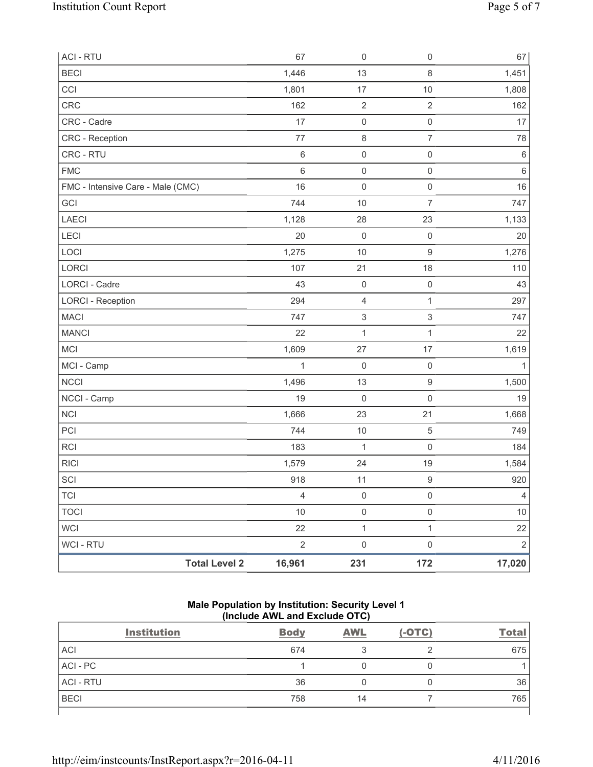| | | | | |
|---|---|---|---|---|
| ACI - RTU | 67 | 0 | 0 | 67 |
| BECI | 1,446 | 13 | 8 | 1,451 |
| CCI | 1,801 | 17 | 10 | 1,808 |
| CRC | 162 | 2 | 2 | 162 |
| CRC - Cadre | 17 | 0 | 0 | 17 |
| CRC - Reception | 77 | 8 | 7 | 78 |
| CRC - RTU | 6 | 0 | 0 | 6 |
| FMC | 6 | 0 | 0 | 6 |
| FMC - Intensive Care - Male (CMC) | 16 | 0 | 0 | 16 |
| GCI | 744 | 10 | 7 | 747 |
| LAECI | 1,128 | 28 | 23 | 1,133 |
| LECI | 20 | 0 | 0 | 20 |
| LOCI | 1,275 | 10 | 9 | 1,276 |
| LORCI | 107 | 21 | 18 | 110 |
| LORCI - Cadre | 43 | 0 | 0 | 43 |
| LORCI - Reception | 294 | 4 | 1 | 297 |
| MACI | 747 | 3 | 3 | 747 |
| MANCI | 22 | 1 | 1 | 22 |
| MCI | 1,609 | 27 | 17 | 1,619 |
| MCI - Camp | 1 | 0 | 0 | 1 |
| NCCI | 1,496 | 13 | 9 | 1,500 |
| NCCI - Camp | 19 | 0 | 0 | 19 |
| NCI | 1,666 | 23 | 21 | 1,668 |
| PCI | 744 | 10 | 5 | 749 |
| RCI | 183 | 1 | 0 | 184 |
| RICI | 1,579 | 24 | 19 | 1,584 |
| SCI | 918 | 11 | 9 | 920 |
| TCI | 4 | 0 | 0 | 4 |
| TOCI | 10 | 0 | 0 | 10 |
| WCI | 22 | 1 | 1 | 22 |
| WCI - RTU | 2 | 0 | 0 | 2 |
| **Total Level 2** | **16,961** | **231** | **172** | **17,020** |

### Male Population by Institution: Security Level 1 (Include AWL and Exclude OTC)

| Institution | Body | AWL | (-OTC) | Total |
|---|---|---|---|---|
| ACI | 674 | 3 | 2 | 675 |
| ACI - PC | 1 | 0 | 0 | 1 |
| ACI - RTU | 36 | 0 | 0 | 36 |
| BECI | 758 | 14 | 7 | 765 |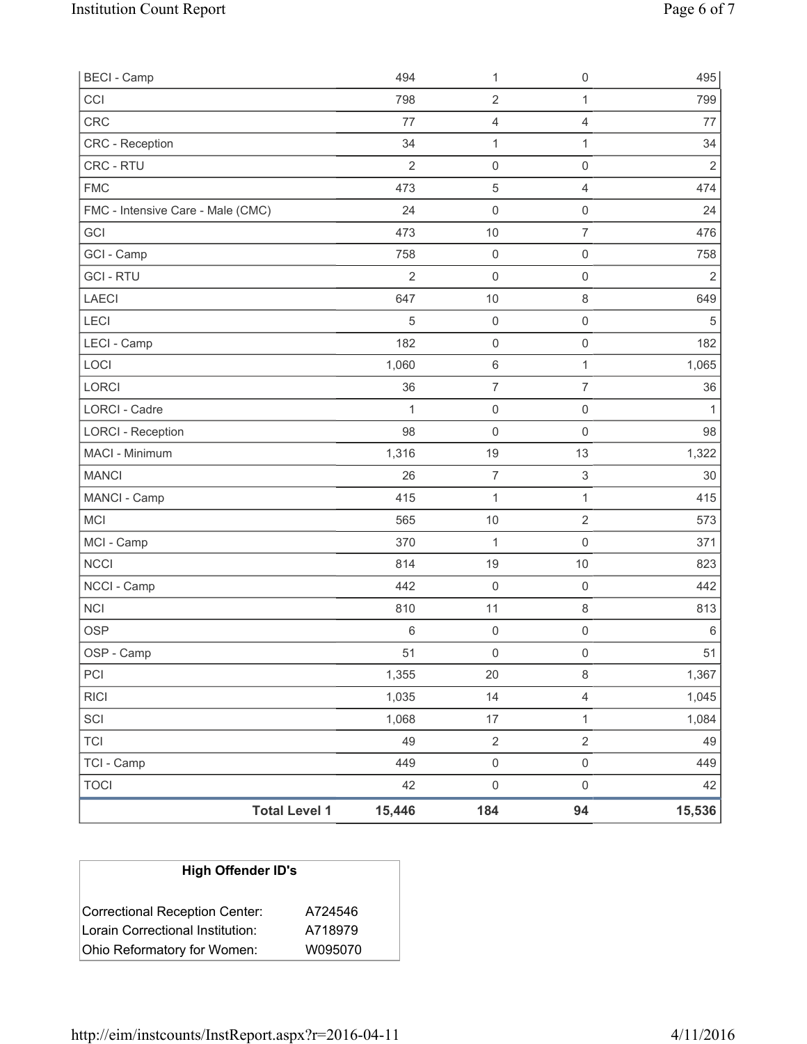| | | | | |
|---|---|---|---|---|
| BECI - Camp | 494 | 1 | 0 | 495 |
| CCI | 798 | 2 | 1 | 799 |
| CRC | 77 | 4 | 4 | 77 |
| CRC - Reception | 34 | 1 | 1 | 34 |
| CRC - RTU | 2 | 0 | 0 | 2 |
| FMC | 473 | 5 | 4 | 474 |
| FMC - Intensive Care - Male (CMC) | 24 | 0 | 0 | 24 |
| GCI | 473 | 10 | 7 | 476 |
| GCI - Camp | 758 | 0 | 0 | 758 |
| GCI - RTU | 2 | 0 | 0 | 2 |
| LAECI | 647 | 10 | 8 | 649 |
| LECI | 5 | 0 | 0 | 5 |
| LECI - Camp | 182 | 0 | 0 | 182 |
| LOCI | 1,060 | 6 | 1 | 1,065 |
| LORCI | 36 | 7 | 7 | 36 |
| LORCI - Cadre | 1 | 0 | 0 | 1 |
| LORCI - Reception | 98 | 0 | 0 | 98 |
| MACI - Minimum | 1,316 | 19 | 13 | 1,322 |
| MANCI | 26 | 7 | 3 | 30 |
| MANCI - Camp | 415 | 1 | 1 | 415 |
| MCI | 565 | 10 | 2 | 573 |
| MCI - Camp | 370 | 1 | 0 | 371 |
| NCCI | 814 | 19 | 10 | 823 |
| NCCI - Camp | 442 | 0 | 0 | 442 |
| NCI | 810 | 11 | 8 | 813 |
| OSP | 6 | 0 | 0 | 6 |
| OSP - Camp | 51 | 0 | 0 | 51 |
| PCI | 1,355 | 20 | 8 | 1,367 |
| RICI | 1,035 | 14 | 4 | 1,045 |
| SCI | 1,068 | 17 | 1 | 1,084 |
| TCI | 49 | 2 | 2 | 49 |
| TCI - Camp | 449 | 0 | 0 | 449 |
| TOCI | 42 | 0 | 0 | 42 |
| **Total Level 1** | **15,446** | **184** | **94** | **15,536** |

| High Offender ID's | |
|---|---|
| Correctional Reception Center: | A724546 |
| Lorain Correctional Institution: | A718979 |
| Ohio Reformatory for Women: | W095070 |